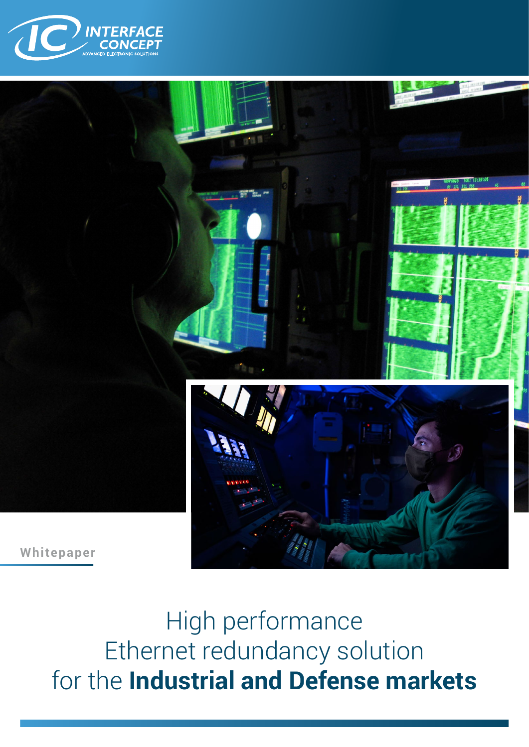INTERFACE CONCEPT

ADVANCED ELECTRONIC SOLUTIONS

Whitepaper

# High performance Ethernet redundancy solution for the **Industrial and Defense markets**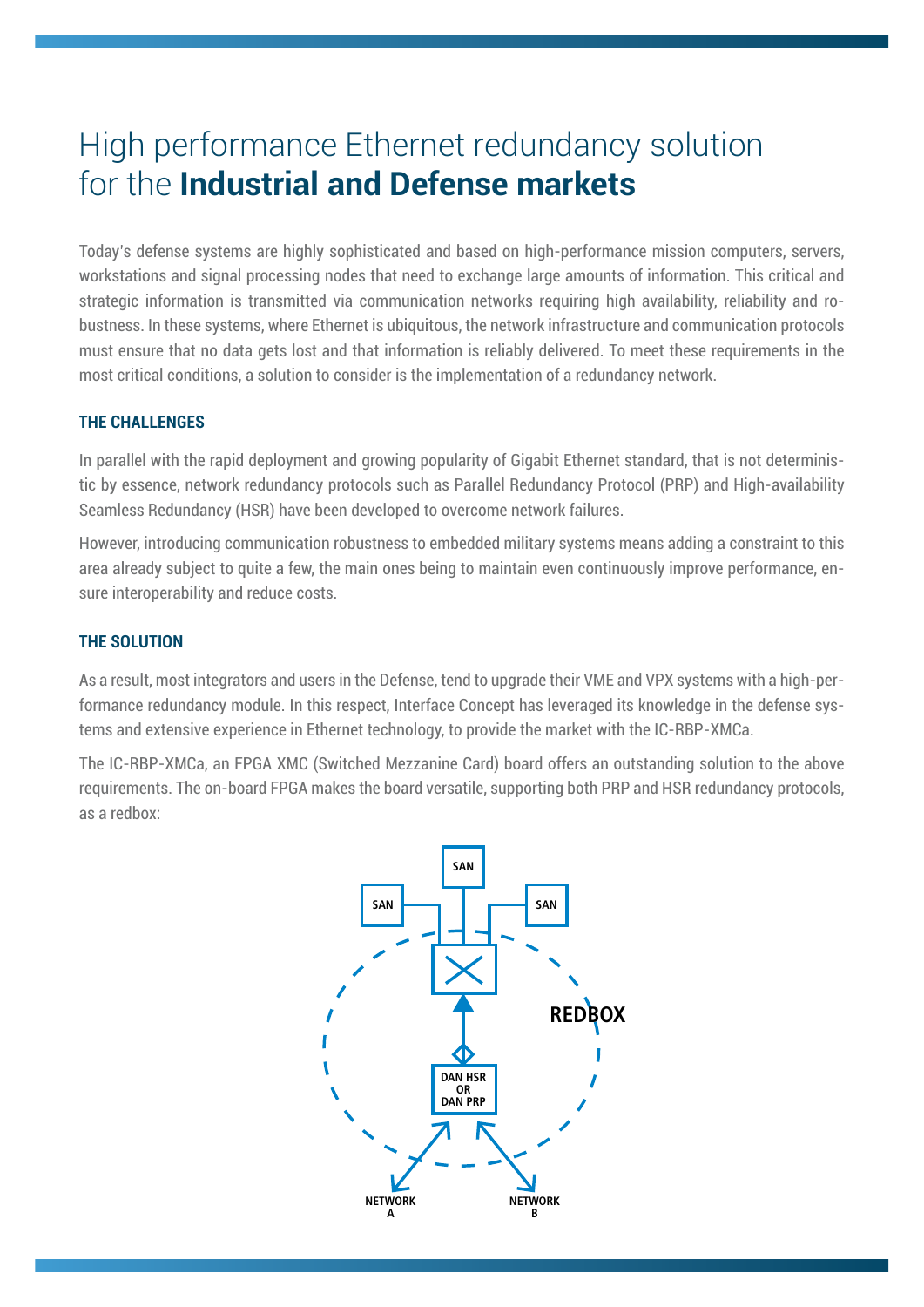# High performance Ethernet redundancy solution for the **Industrial and Defense markets**

Today's defense systems are highly sophisticated and based on high-performance mission computers, servers, workstations and signal processing nodes that need to exchange large amounts of information. This critical and strategic information is transmitted via communication networks requiring high availability, reliability and robustness. In these systems, where Ethernet is ubiquitous, the network infrastructure and communication protocols must ensure that no data gets lost and that information is reliably delivered. To meet these requirements in the most critical conditions, a solution to consider is the implementation of a redundancy network.

### THE CHALLENGES

In parallel with the rapid deployment and growing popularity of Gigabit Ethernet standard, that is not deterministic by essence, network redundancy protocols such as Parallel Redundancy Protocol (PRP) and High-availability Seamless Redundancy (HSR) have been developed to overcome network failures.

However, introducing communication robustness to embedded military systems means adding a constraint to this area already subject to quite a few, the main ones being to maintain even continuously improve performance, ensure interoperability and reduce costs.

### THE SOLUTION

As a result, most integrators and users in the Defense, tend to upgrade their VME and VPX systems with a high-performance redundancy module. In this respect, Interface Concept has leveraged its knowledge in the defense systems and extensive experience in Ethernet technology, to provide the market with the IC-RBP-XMCa.

The IC-RBP-XMCa, an FPGA XMC (Switched Mezzanine Card) board offers an outstanding solution to the above requirements. The on-board FPGA makes the board versatile, supporting both PRP and HSR redundancy protocols, as a redbox:

SAN
SAN
SAN
REDBOX
DAN HSR OR DAN PRP
NETWORK A
NETWORK B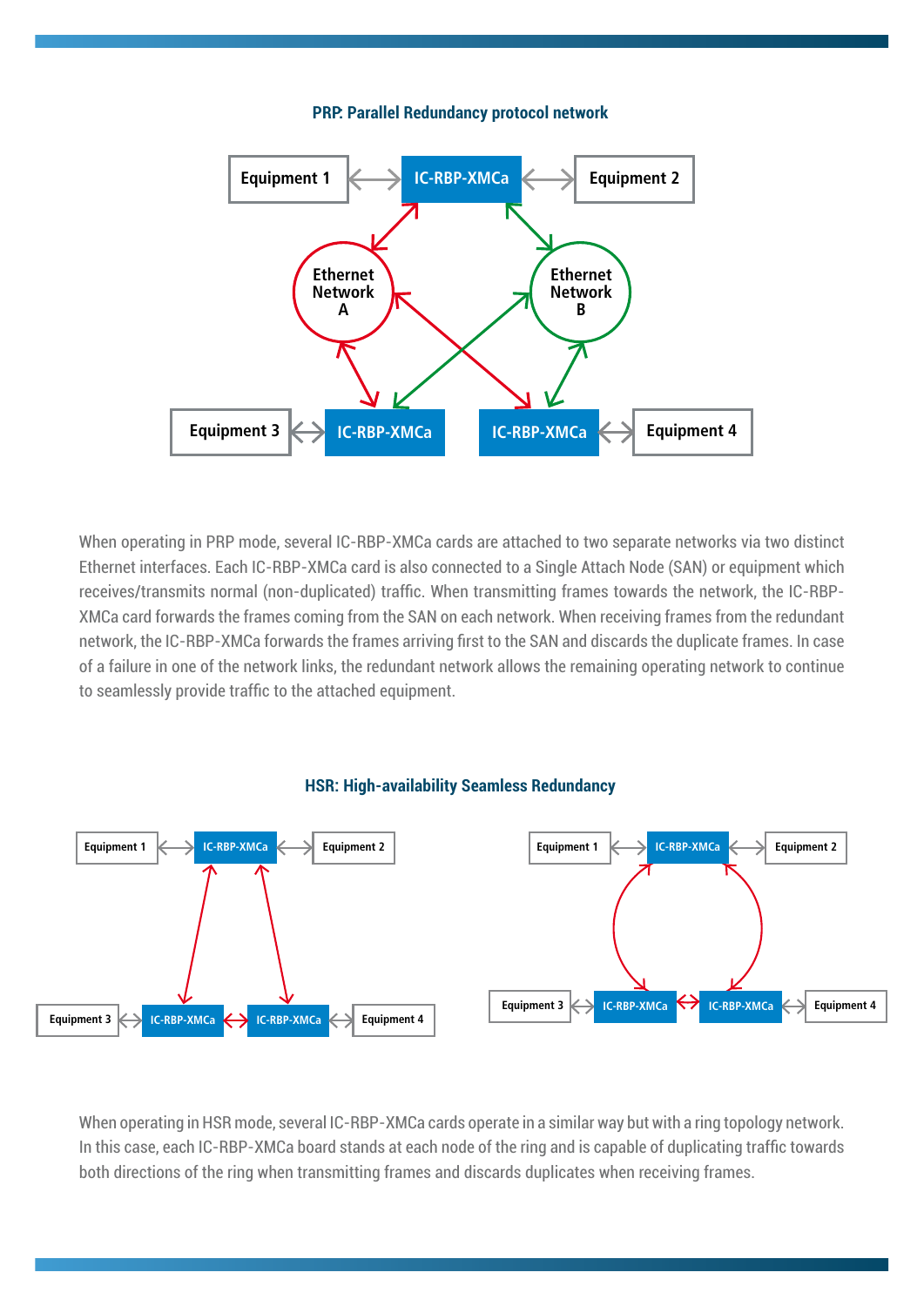## PRP: Parallel Redundancy protocol network

When operating in PRP mode, several IC-RBP-XMCa cards are attached to two separate networks via two distinct Ethernet interfaces. Each IC-RBP-XMCa card is also connected to a Single Attach Node (SAN) or equipment which receives/transmits normal (non-duplicated) traffic. When transmitting frames towards the network, the IC-RBP-XMCa card forwards the frames coming from the SAN on each network. When receiving frames from the redundant network, the IC-RBP-XMCa forwards the frames arriving first to the SAN and discards the duplicate frames. In case of a failure in one of the network links, the redundant network allows the remaining operating network to continue to seamlessly provide traffic to the attached equipment.

## HSR: High-availability Seamless Redundancy

When operating in HSR mode, several IC-RBP-XMCa cards operate in a similar way but with a ring topology network. In this case, each IC-RBP-XMCa board stands at each node of the ring and is capable of duplicating traffic towards both directions of the ring when transmitting frames and discards duplicates when receiving frames.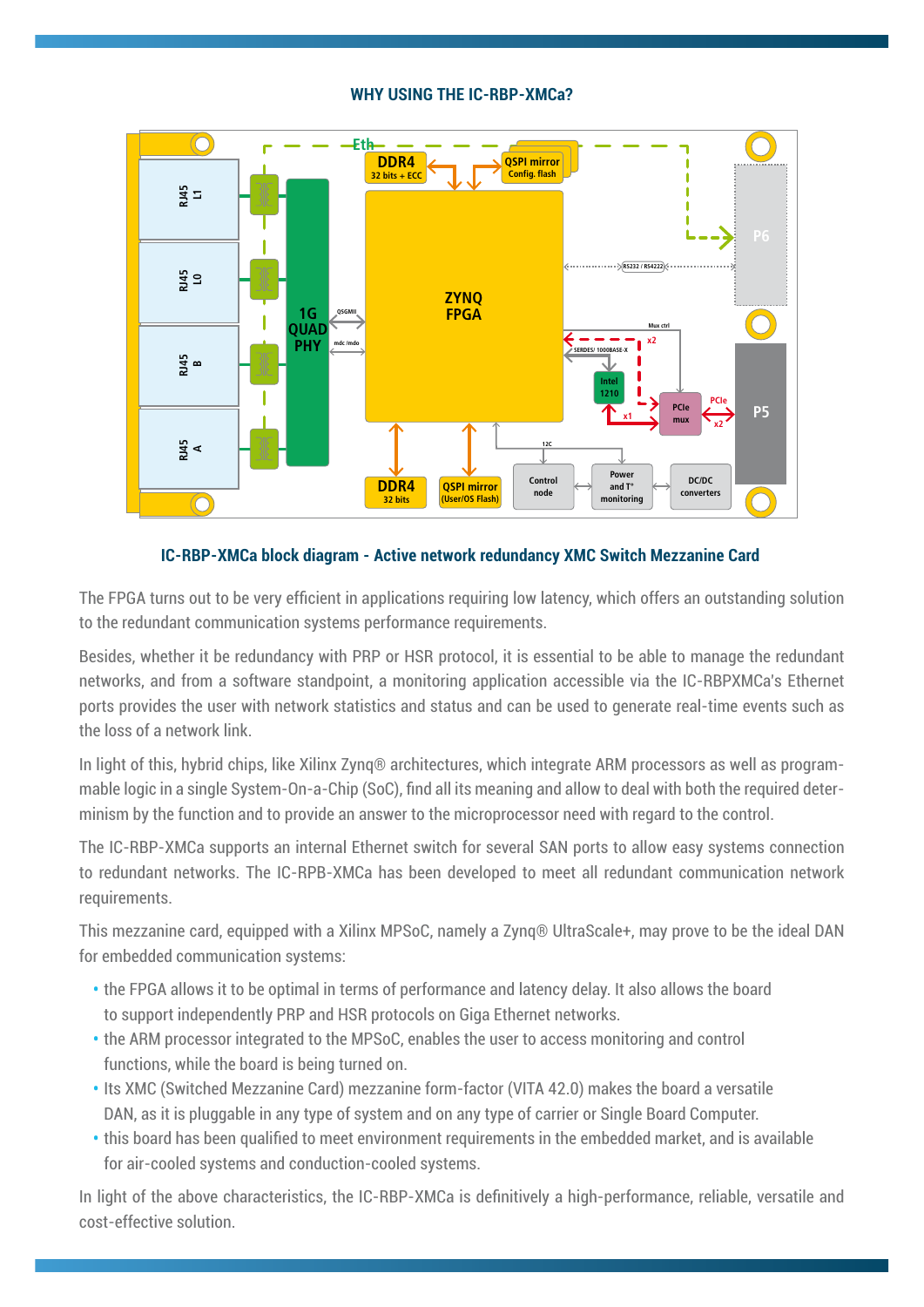## WHY USING THE IC-RBP-XMCa?

IC-RBP-XMCa block diagram - Active network redundancy XMC Switch Mezzanine Card

The FPGA turns out to be very efficient in applications requiring low latency, which offers an outstanding solution to the redundant communication systems performance requirements.

Besides, whether it be redundancy with PRP or HSR protocol, it is essential to be able to manage the redundant networks, and from a software standpoint, a monitoring application accessible via the IC-RBPXMCa's Ethernet ports provides the user with network statistics and status and can be used to generate real-time events such as the loss of a network link.

In light of this, hybrid chips, like Xilinx Zynq® architectures, which integrate ARM processors as well as programmable logic in a single System-On-a-Chip (SoC), find all its meaning and allow to deal with both the required determinism by the function and to provide an answer to the microprocessor need with regard to the control.

The IC-RBP-XMCa supports an internal Ethernet switch for several SAN ports to allow easy systems connection to redundant networks. The IC-RPB-XMCa has been developed to meet all redundant communication network requirements.

This mezzanine card, equipped with a Xilinx MPSoC, namely a Zynq® UltraScale+, may prove to be the ideal DAN for embedded communication systems:

- the FPGA allows it to be optimal in terms of performance and latency delay. It also allows the board to support independently PRP and HSR protocols on Giga Ethernet networks.
- the ARM processor integrated to the MPSoC, enables the user to access monitoring and control functions, while the board is being turned on.
- Its XMC (Switched Mezzanine Card) mezzanine form-factor (VITA 42.0) makes the board a versatile DAN, as it is pluggable in any type of system and on any type of carrier or Single Board Computer.
- this board has been qualified to meet environment requirements in the embedded market, and is available for air-cooled systems and conduction-cooled systems.

In light of the above characteristics, the IC-RBP-XMCa is definitively a high-performance, reliable, versatile and cost-effective solution.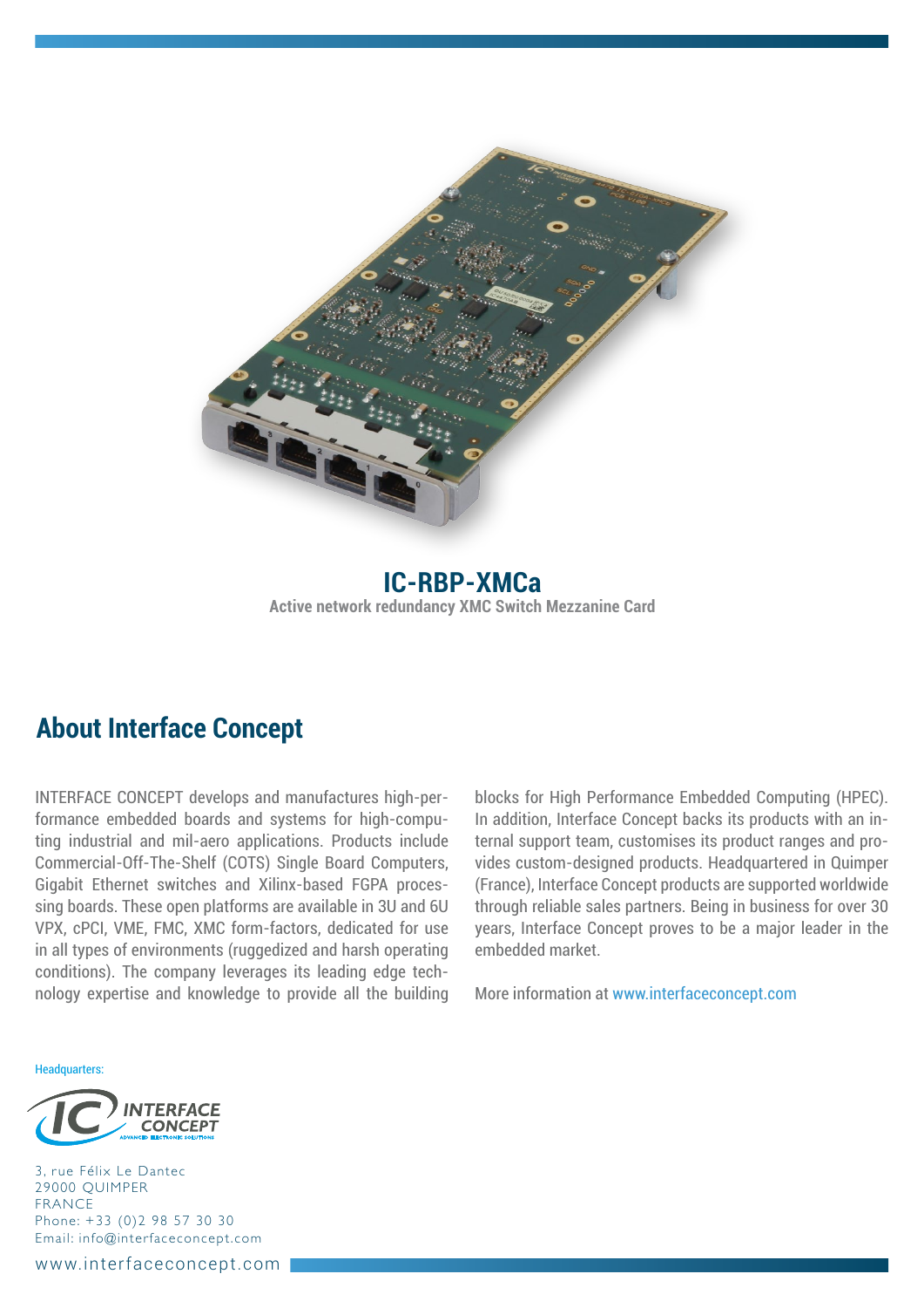**IC-RBP-XMCa**

**Active network redundancy XMC Switch Mezzanine Card**

## About Interface Concept

INTERFACE CONCEPT develops and manufactures high-performance embedded boards and systems for high-computing industrial and mil-aero applications. Products include Commercial-Off-The-Shelf (COTS) Single Board Computers, Gigabit Ethernet switches and Xilinx-based FGPA processing boards. These open platforms are available in 3U and 6U VPX, cPCI, VME, FMC, XMC form-factors, dedicated for use in all types of environments (ruggedized and harsh operating conditions). The company leverages its leading edge technology expertise and knowledge to provide all the building blocks for High Performance Embedded Computing (HPEC). In addition, Interface Concept backs its products with an internal support team, customises its product ranges and provides custom-designed products. Headquartered in Quimper (France), Interface Concept products are supported worldwide through reliable sales partners. Being in business for over 30 years, Interface Concept proves to be a major leader in the embedded market.

More information at www.interfaceconcept.com

Headquarters:

INTERFACE CONCEPT
ADVANCED ELECTRONIC SOLUTIONS

3, rue Félix Le Dantec
29000 QUIMPER
FRANCE
Phone: +33 (0)2 98 57 30 30
Email: info@interfaceconcept.com

www.interfaceconcept.com